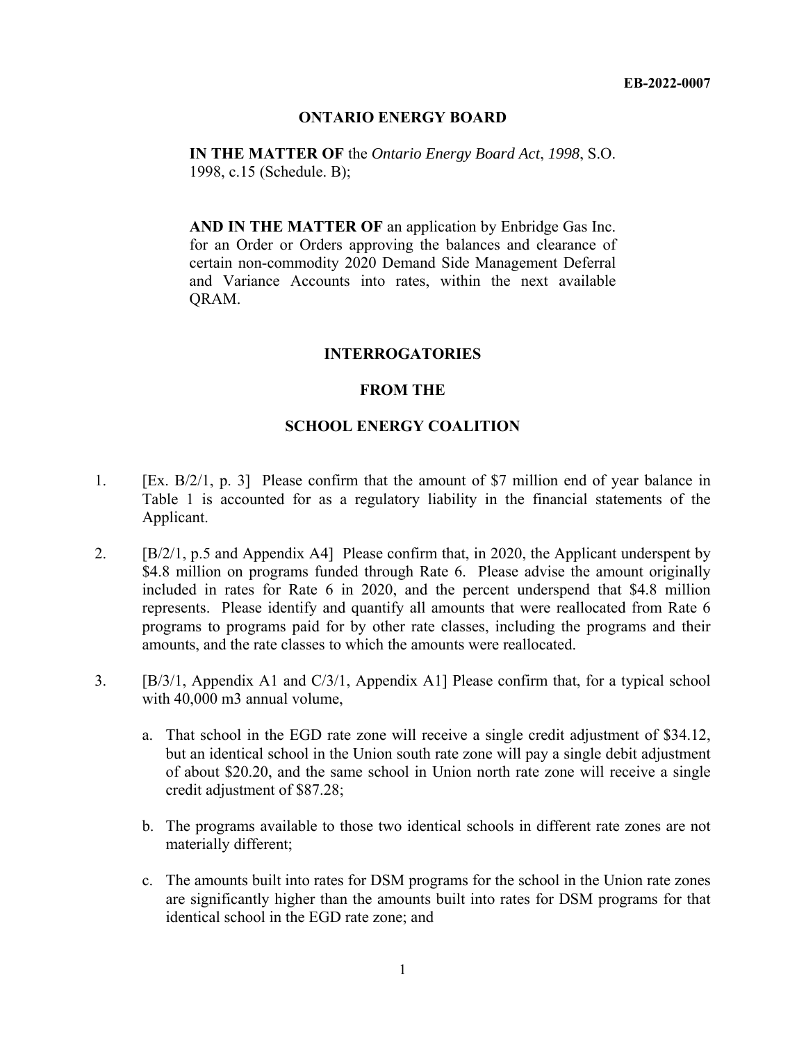**EB-2022-0007**

**ONTARIO ENERGY BOARD**

**IN THE MATTER OF** the *Ontario Energy Board Act*, *1998*, S.O. 1998, c.15 (Schedule. B);

**AND IN THE MATTER OF** an application by Enbridge Gas Inc. for an Order or Orders approving the balances and clearance of certain non-commodity 2020 Demand Side Management Deferral and Variance Accounts into rates, within the next available QRAM.

**INTERROGATORIES**

**FROM THE**

**SCHOOL ENERGY COALITION**

1. [Ex. B/2/1, p. 3] Please confirm that the amount of $7 million end of year balance in Table 1 is accounted for as a regulatory liability in the financial statements of the Applicant.

2. [B/2/1, p.5 and Appendix A4] Please confirm that, in 2020, the Applicant underspent by $4.8 million on programs funded through Rate 6. Please advise the amount originally included in rates for Rate 6 in 2020, and the percent underspend that $4.8 million represents. Please identify and quantify all amounts that were reallocated from Rate 6 programs to programs paid for by other rate classes, including the programs and their amounts, and the rate classes to which the amounts were reallocated.

3. [B/3/1, Appendix A1 and C/3/1, Appendix A1] Please confirm that, for a typical school with 40,000 m3 annual volume,

   a. That school in the EGD rate zone will receive a single credit adjustment of $34.12, but an identical school in the Union south rate zone will pay a single debit adjustment of about $20.20, and the same school in Union north rate zone will receive a single credit adjustment of $87.28;

   b. The programs available to those two identical schools in different rate zones are not materially different;

   c. The amounts built into rates for DSM programs for the school in the Union rate zones are significantly higher than the amounts built into rates for DSM programs for that identical school in the EGD rate zone; and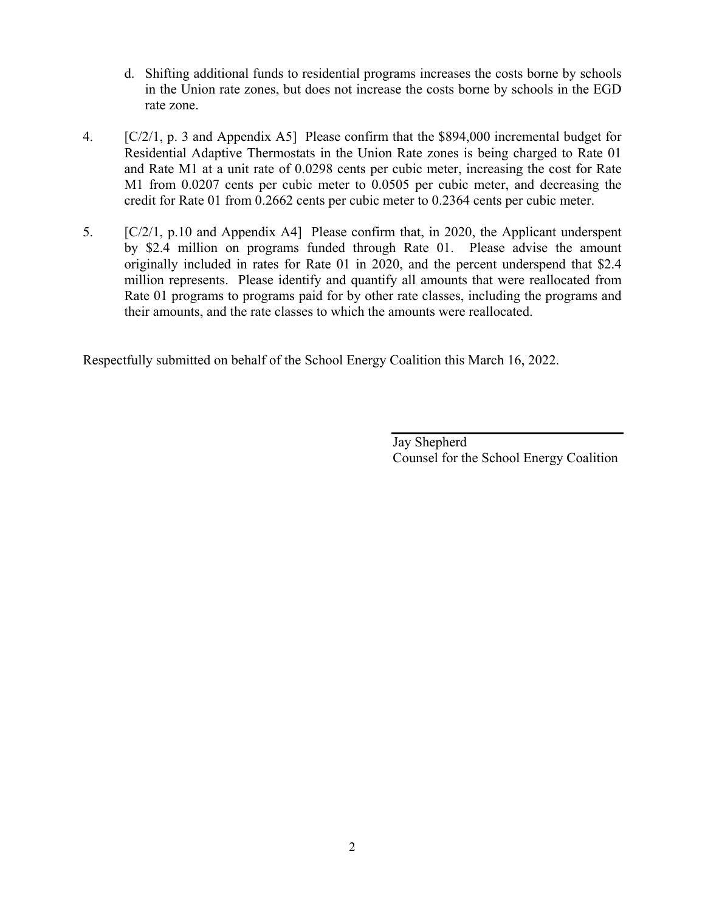d. Shifting additional funds to residential programs increases the costs borne by schools in the Union rate zones, but does not increase the costs borne by schools in the EGD rate zone.

4. [C/2/1, p. 3 and Appendix A5] Please confirm that the $894,000 incremental budget for Residential Adaptive Thermostats in the Union Rate zones is being charged to Rate 01 and Rate M1 at a unit rate of 0.0298 cents per cubic meter, increasing the cost for Rate M1 from 0.0207 cents per cubic meter to 0.0505 per cubic meter, and decreasing the credit for Rate 01 from 0.2662 cents per cubic meter to 0.2364 cents per cubic meter.

5. [C/2/1, p.10 and Appendix A4] Please confirm that, in 2020, the Applicant underspent by $2.4 million on programs funded through Rate 01. Please advise the amount originally included in rates for Rate 01 in 2020, and the percent underspend that $2.4 million represents. Please identify and quantify all amounts that were reallocated from Rate 01 programs to programs paid for by other rate classes, including the programs and their amounts, and the rate classes to which the amounts were reallocated.

Respectfully submitted on behalf of the School Energy Coalition this March 16, 2022.

Jay Shepherd
Counsel for the School Energy Coalition